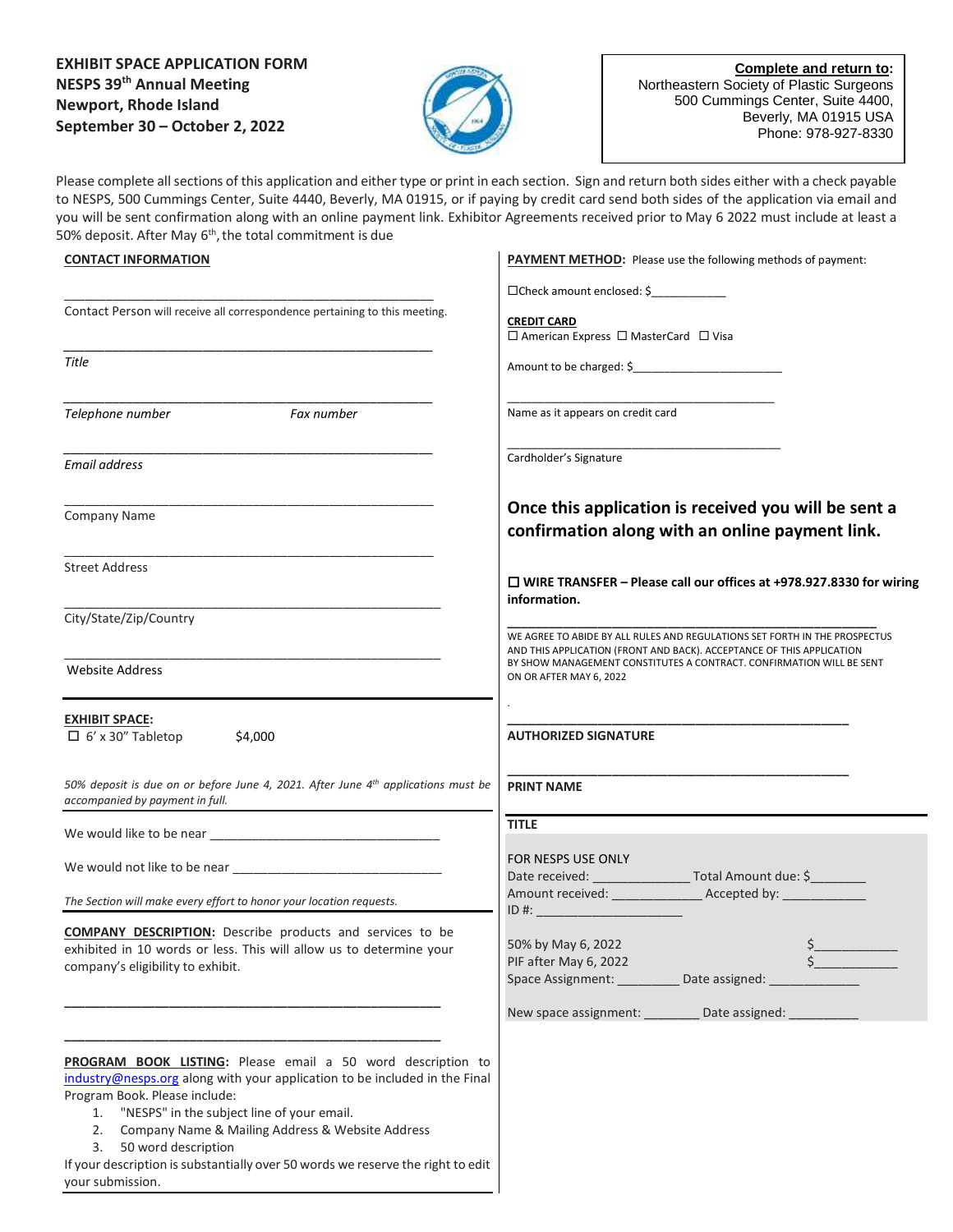# EXHIBIT SPACE APPLICATION FORM
## NESPS 39th Annual Meeting
## Newport, Rhode Island
## September 30 – October 2, 2022

**Complete and return to:**
Northeastern Society of Plastic Surgeons
500 Cummings Center, Suite 4400,
Beverly, MA 01915 USA
Phone: 978-927-8330

Please complete all sections of this application and either type or print in each section. Sign and return both sides either with a check payable to NESPS, 500 Cummings Center, Suite 4440, Beverly, MA 01915, or if paying by credit card send both sides of the application via email and you will be sent confirmation along with an online payment link. Exhibitor Agreements received prior to May 6 2022 must include at least a 50% deposit. After May 6th, the total commitment is due

**CONTACT INFORMATION**

_______________________________________________
Contact Person will receive all correspondence pertaining to this meeting.

_______________________________________________
*Title*

_______________________________________________
*Telephone number* *Fax number*

_______________________________________________
*Email address*

_______________________________________________
Company Name

_______________________________________________
Street Address

_______________________________________________
City/State/Zip/Country

_______________________________________________
Website Address

**EXHIBIT SPACE:**
☐ 6' x 30" Tabletop $4,000

*50% deposit is due on or before June 4, 2021. After June 4th applications must be accompanied by payment in full.*

We would like to be near _______________________________

We would not like to be near _______________________________

*The Section will make every effort to honor your location requests.*

**COMPANY DESCRIPTION:** Describe products and services to be exhibited in 10 words or less. This will allow us to determine your company's eligibility to exhibit.

_______________________________________________

_______________________________________________

**PROGRAM BOOK LISTING:** Please email a 50 word description to industry@nesps.org along with your application to be included in the Final Program Book. Please include:

1. "NESPS" in the subject line of your email.
2. Company Name & Mailing Address & Website Address
3. 50 word description

If your description is substantially over 50 words we reserve the right to edit your submission.

**PAYMENT METHOD:** Please use the following methods of payment:

☐Check amount enclosed: $___________

**CREDIT CARD**
☐ American Express ☐ MasterCard ☐ Visa

Amount to be charged: $_____________________

_______________________________________________
Name as it appears on credit card

_______________________________________________
Cardholder's Signature

**Once this application is received you will be sent a confirmation along with an online payment link.**

**☐ WIRE TRANSFER – Please call our offices at +978.927.8330 for wiring information.**

_______________________________________________
WE AGREE TO ABIDE BY ALL RULES AND REGULATIONS SET FORTH IN THE PROSPECTUS AND THIS APPLICATION (FRONT AND BACK). ACCEPTANCE OF THIS APPLICATION BY SHOW MANAGEMENT CONSTITUTES A CONTRACT. CONFIRMATION WILL BE SENT ON OR AFTER MAY 6, 2022

_______________________________________________
**AUTHORIZED SIGNATURE**

_______________________________________________
**PRINT NAME**

**TITLE**

FOR NESPS USE ONLY
Date received: _____________ Total Amount due: $_______
Amount received: ____________ Accepted by: ___________
ID #: ____________________

50% by May 6, 2022 $___________
PIF after May 6, 2022 $___________
Space Assignment: ________ Date assigned: ____________

New space assignment: ________ Date assigned: _________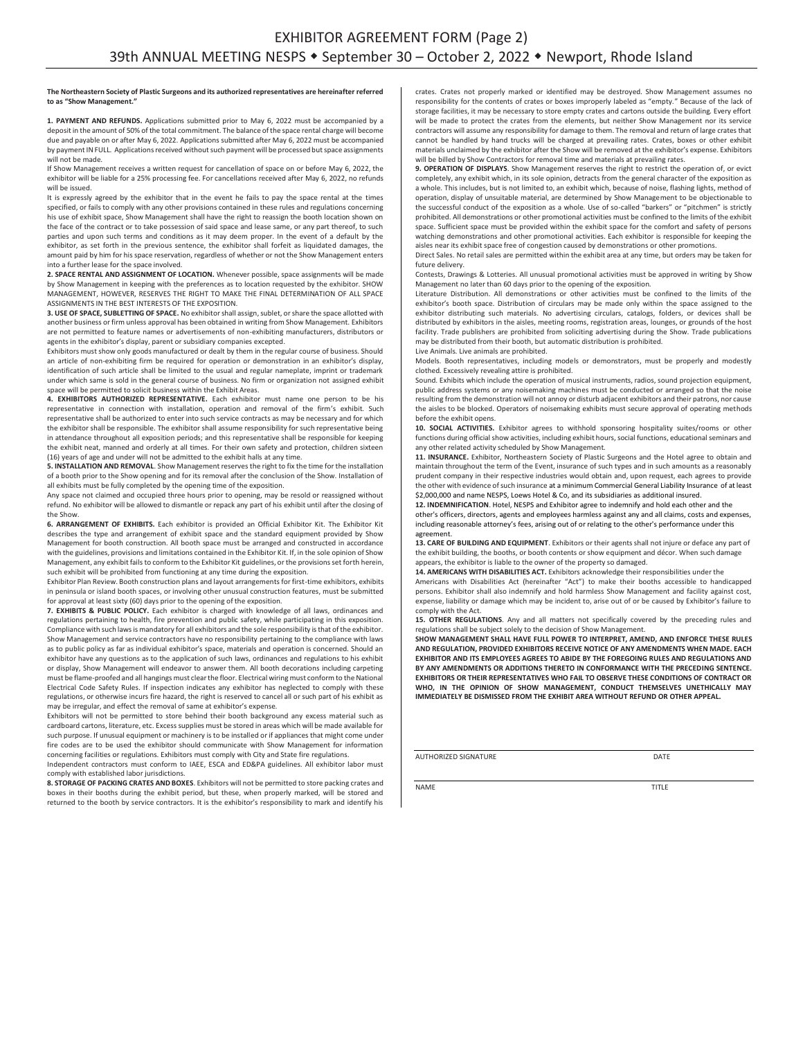# EXHIBITOR AGREEMENT FORM (Page 2)

## 39th ANNUAL MEETING NESPS ◆ September 30 – October 2, 2022 ◆ Newport, Rhode Island

**The Northeastern Society of Plastic Surgeons and its authorized representatives are hereinafter referred to as "Show Management."**

**1. PAYMENT AND REFUNDS.** Applications submitted prior to May 6, 2022 must be accompanied by a deposit in the amount of 50% of the total commitment. The balance of the space rental charge will become due and payable on or after May 6, 2022. Applications submitted after May 6, 2022 must be accompanied by payment IN FULL. Applications received without such payment will be processed but space assignments will not be made.

If Show Management receives a written request for cancellation of space on or before May 6, 2022, the exhibitor will be liable for a 25% processing fee. For cancellations received after May 6, 2022, no refunds will be issued.

It is expressly agreed by the exhibitor that in the event he fails to pay the space rental at the times specified, or fails to comply with any other provisions contained in these rules and regulations concerning his use of exhibit space, Show Management shall have the right to reassign the booth location shown on the face of the contract or to take possession of said space and lease same, or any part thereof, to such parties and upon such terms and conditions as it may deem proper. In the event of a default by the exhibitor, as set forth in the previous sentence, the exhibitor shall forfeit as liquidated damages, the amount paid by him for his space reservation, regardless of whether or not the Show Management enters into a further lease for the space involved.

**2. SPACE RENTAL AND ASSIGNMENT OF LOCATION.** Whenever possible, space assignments will be made by Show Management in keeping with the preferences as to location requested by the exhibitor. SHOW MANAGEMENT, HOWEVER, RESERVES THE RIGHT TO MAKE THE FINAL DETERMINATION OF ALL SPACE ASSIGNMENTS IN THE BEST INTERESTS OF THE EXPOSITION.

**3. USE OF SPACE, SUBLETTING OF SPACE.** No exhibitor shall assign, sublet, or share the space allotted with another business or firm unless approval has been obtained in writing from Show Management. Exhibitors are not permitted to feature names or advertisements of non-exhibiting manufacturers, distributors or agents in the exhibitor's display, parent or subsidiary companies excepted.

Exhibitors must show only goods manufactured or dealt by them in the regular course of business. Should an article of non-exhibiting firm be required for operation or demonstration in an exhibitor's display, identification of such article shall be limited to the usual and regular nameplate, imprint or trademark under which same is sold in the general course of business. No firm or organization not assigned exhibit space will be permitted to solicit business within the Exhibit Areas.

**4. EXHIBITORS AUTHORIZED REPRESENTATIVE.** Each exhibitor must name one person to be his representative in connection with installation, operation and removal of the firm's exhibit. Such representative shall be authorized to enter into such service contracts as may be necessary and for which the exhibitor shall be responsible. The exhibitor shall assume responsibility for such representative being in attendance throughout all exposition periods; and this representative shall be responsible for keeping the exhibit neat, manned and orderly at all times. For their own safety and protection, children sixteen (16) years of age and under will not be admitted to the exhibit halls at any time.

**5. INSTALLATION AND REMOVAL**. Show Management reserves the right to fix the time for the installation of a booth prior to the Show opening and for its removal after the conclusion of the Show. Installation of all exhibits must be fully completed by the opening time of the exposition.

Any space not claimed and occupied three hours prior to opening, may be resold or reassigned without refund. No exhibitor will be allowed to dismantle or repack any part of his exhibit until after the closing of the Show.

**6. ARRANGEMENT OF EXHIBITS.** Each exhibitor is provided an Official Exhibitor Kit. The Exhibitor Kit describes the type and arrangement of exhibit space and the standard equipment provided by Show Management for booth construction. All booth space must be arranged and constructed in accordance with the guidelines, provisions and limitations contained in the Exhibitor Kit. If, in the sole opinion of Show Management, any exhibit fails to conform to the Exhibitor Kit guidelines, or the provisions set forth herein, such exhibit will be prohibited from functioning at any time during the exposition.

Exhibitor Plan Review. Booth construction plans and layout arrangements for first-time exhibitors, exhibits in peninsula or island booth spaces, or involving other unusual construction features, must be submitted for approval at least sixty (60) days prior to the opening of the exposition.

**7. EXHIBITS & PUBLIC POLICY.** Each exhibitor is charged with knowledge of all laws, ordinances and regulations pertaining to health, fire prevention and public safety, while participating in this exposition. Compliance with such laws is mandatory for all exhibitors and the sole responsibility is that of the exhibitor. Show Management and service contractors have no responsibility pertaining to the compliance with laws as to public policy as far as individual exhibitor's space, materials and operation is concerned. Should an exhibitor have any questions as to the application of such laws, ordinances and regulations to his exhibit or display, Show Management will endeavor to answer them. All booth decorations including carpeting must be flame-proofed and all hangings must clear the floor. Electrical wiring must conform to the National Electrical Code Safety Rules. If inspection indicates any exhibitor has neglected to comply with these regulations, or otherwise incurs fire hazard, the right is reserved to cancel all or such part of his exhibit as may be irregular, and effect the removal of same at exhibitor's expense.

Exhibitors will not be permitted to store behind their booth background any excess material such as cardboard cartons, literature, etc. Excess supplies must be stored in areas which will be made available for such purpose. If unusual equipment or machinery is to be installed or if appliances that might come under fire codes are to be used the exhibitor should communicate with Show Management for information concerning facilities or regulations. Exhibitors must comply with City and State fire regulations.

Independent contractors must conform to IAEE, ESCA and ED&PA guidelines. All exhibitor labor must comply with established labor jurisdictions.

**8. STORAGE OF PACKING CRATES AND BOXES**. Exhibitors will not be permitted to store packing crates and boxes in their booths during the exhibit period, but these, when properly marked, will be stored and returned to the booth by service contractors. It is the exhibitor's responsibility to mark and identify his crates. Crates not properly marked or identified may be destroyed. Show Management assumes no responsibility for the contents of crates or boxes improperly labeled as "empty." Because of the lack of storage facilities, it may be necessary to store empty crates and cartons outside the building. Every effort will be made to protect the crates from the elements, but neither Show Management nor its service contractors will assume any responsibility for damage to them. The removal and return of large crates that cannot be handled by hand trucks will be charged at prevailing rates. Crates, boxes or other exhibit materials unclaimed by the exhibitor after the Show will be removed at the exhibitor's expense. Exhibitors will be billed by Show Contractors for removal time and materials at prevailing rates.

**9. OPERATION OF DISPLAYS**. Show Management reserves the right to restrict the operation of, or evict completely, any exhibit which, in its sole opinion, detracts from the general character of the exposition as a whole. This includes, but is not limited to, an exhibit which, because of noise, flashing lights, method of operation, display of unsuitable material, are determined by Show Management to be objectionable to the successful conduct of the exposition as a whole. Use of so-called "barkers" or "pitchmen" is strictly prohibited. All demonstrations or other promotional activities must be confined to the limits of the exhibit space. Sufficient space must be provided within the exhibit space for the comfort and safety of persons watching demonstrations and other promotional activities. Each exhibitor is responsible for keeping the aisles near its exhibit space free of congestion caused by demonstrations or other promotions.

Direct Sales. No retail sales are permitted within the exhibit area at any time, but orders may be taken for future delivery.

Contests, Drawings & Lotteries. All unusual promotional activities must be approved in writing by Show Management no later than 60 days prior to the opening of the exposition.

Literature Distribution. All demonstrations or other activities must be confined to the limits of the exhibitor's booth space. Distribution of circulars may be made only within the space assigned to the exhibitor distributing such materials. No advertising circulars, catalogs, folders, or devices shall be distributed by exhibitors in the aisles, meeting rooms, registration areas, lounges, or grounds of the host facility. Trade publishers are prohibited from soliciting advertising during the Show. Trade publications may be distributed from their booth, but automatic distribution is prohibited.

Live Animals. Live animals are prohibited.

Models. Booth representatives, including models or demonstrators, must be properly and modestly clothed. Excessively revealing attire is prohibited.

Sound. Exhibits which include the operation of musical instruments, radios, sound projection equipment, public address systems or any noisemaking machines must be conducted or arranged so that the noise resulting from the demonstration will not annoy or disturb adjacent exhibitors and their patrons, nor cause the aisles to be blocked. Operators of noisemaking exhibits must secure approval of operating methods before the exhibit opens.

**10. SOCIAL ACTIVITIES.** Exhibitor agrees to withhold sponsoring hospitality suites/rooms or other functions during official show activities, including exhibit hours, social functions, educational seminars and any other related activity scheduled by Show Management.

**11. INSURANCE.** Exhibitor, Northeastern Society of Plastic Surgeons and the Hotel agree to obtain and maintain throughout the term of the Event, insurance of such types and in such amounts as a reasonably prudent company in their respective industries would obtain and, upon request, each agrees to provide the other with evidence of such insurance at a minimum Commercial General Liability Insurance of at least $2,000,000 and name NESPS, Loews Hotel & Co, and its subsidiaries as additional insured.

**12. INDEMNIFICATION**. Hotel, NESPS and Exhibitor agree to indemnify and hold each other and the other's officers, directors, agents and employees harmless against any and all claims, costs and expenses, including reasonable attorney's fees, arising out of or relating to the other's performance under this agreement.

**13. CARE OF BUILDING AND EQUIPMENT**. Exhibitors or their agents shall not injure or deface any part of the exhibit building, the booths, or booth contents or show equipment and décor. When such damage appears, the exhibitor is liable to the owner of the property so damaged.

**14. AMERICANS WITH DISABILITIES ACT.** Exhibitors acknowledge their responsibilities under the Americans with Disabilities Act (hereinafter "Act") to make their booths accessible to handicapped persons. Exhibitor shall also indemnify and hold harmless Show Management and facility against cost, expense, liability or damage which may be incident to, arise out of or be caused by Exhibitor's failure to comply with the Act.

**15. OTHER REGULATIONS**. Any and all matters not specifically covered by the preceding rules and regulations shall be subject solely to the decision of Show Management.

**SHOW MANAGEMENT SHALL HAVE FULL POWER TO INTERPRET, AMEND, AND ENFORCE THESE RULES AND REGULATION, PROVIDED EXHIBITORS RECEIVE NOTICE OF ANY AMENDMENTS WHEN MADE. EACH EXHIBITOR AND ITS EMPLOYEES AGREES TO ABIDE BY THE FOREGOING RULES AND REGULATIONS AND BY ANY AMENDMENTS OR ADDITIONS THERETO IN CONFORMANCE WITH THE PRECEDING SENTENCE. EXHIBITORS OR THEIR REPRESENTATIVES WHO FAIL TO OBSERVE THESE CONDITIONS OF CONTRACT OR WHO, IN THE OPINION OF SHOW MANAGEMENT, CONDUCT THEMSELVES UNETHICALLY MAY IMMEDIATELY BE DISMISSED FROM THE EXHIBIT AREA WITHOUT REFUND OR OTHER APPEAL.**

AUTHORIZED SIGNATURE ______________________ DATE __________

NAME ______________________ TITLE __________